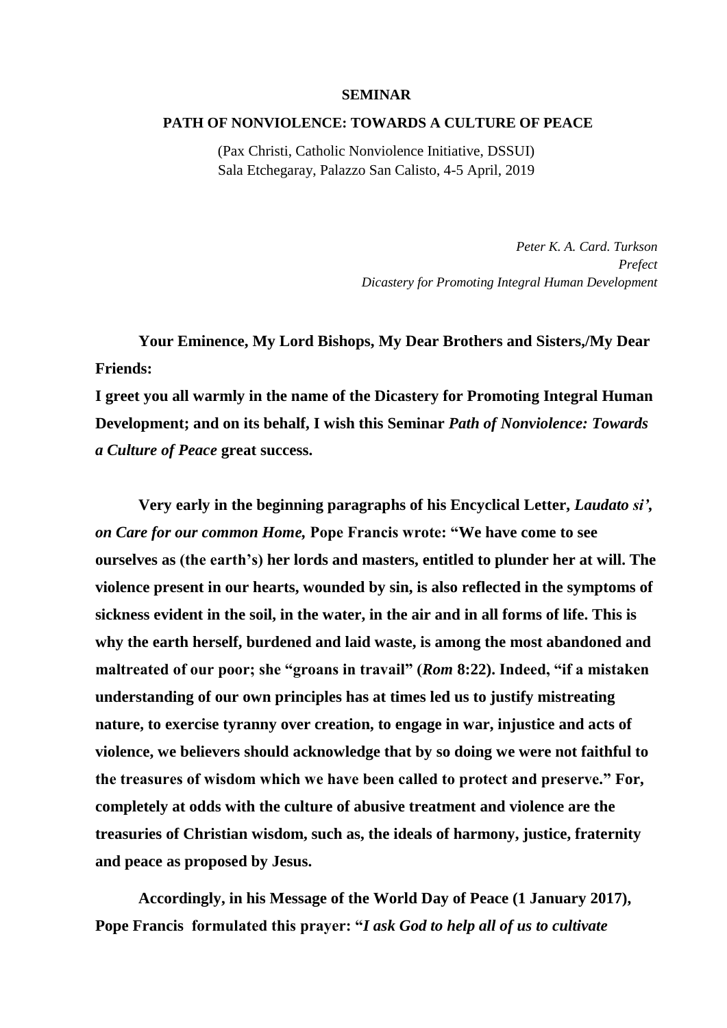**SEMINAR**

**PATH OF NONVIOLENCE: TOWARDS A CULTURE OF PEACE**

(Pax Christi, Catholic Nonviolence Initiative, DSSUI)
Sala Etchegaray, Palazzo San Calisto, 4-5 April, 2019

*Peter K. A. Card. Turkson*
*Prefect*
*Dicastery for Promoting Integral Human Development*

**Your Eminence, My Lord Bishops, My Dear Brothers and Sisters,/My Dear Friends:**

**I greet you all warmly in the name of the Dicastery for Promoting Integral Human Development; and on its behalf, I wish this Seminar *Path of Nonviolence: Towards a Culture of Peace* great success.**

**Very early in the beginning paragraphs of his Encyclical Letter, *Laudato si', on Care for our common Home,* Pope Francis wrote: "We have come to see ourselves as (the earth's) her lords and masters, entitled to plunder her at will. The violence present in our hearts, wounded by sin, is also reflected in the symptoms of sickness evident in the soil, in the water, in the air and in all forms of life. This is why the earth herself, burdened and laid waste, is among the most abandoned and maltreated of our poor; she "groans in travail" (*Rom* 8:22). Indeed, "if a mistaken understanding of our own principles has at times led us to justify mistreating nature, to exercise tyranny over creation, to engage in war, injustice and acts of violence, we believers should acknowledge that by so doing we were not faithful to the treasures of wisdom which we have been called to protect and preserve." For, completely at odds with the culture of abusive treatment and violence are the treasuries of Christian wisdom, such as, the ideals of harmony, justice, fraternity and peace as proposed by Jesus.**

**Accordingly, in his Message of the World Day of Peace (1 January 2017), Pope Francis formulated this prayer: "*I ask God to help all of us to cultivate***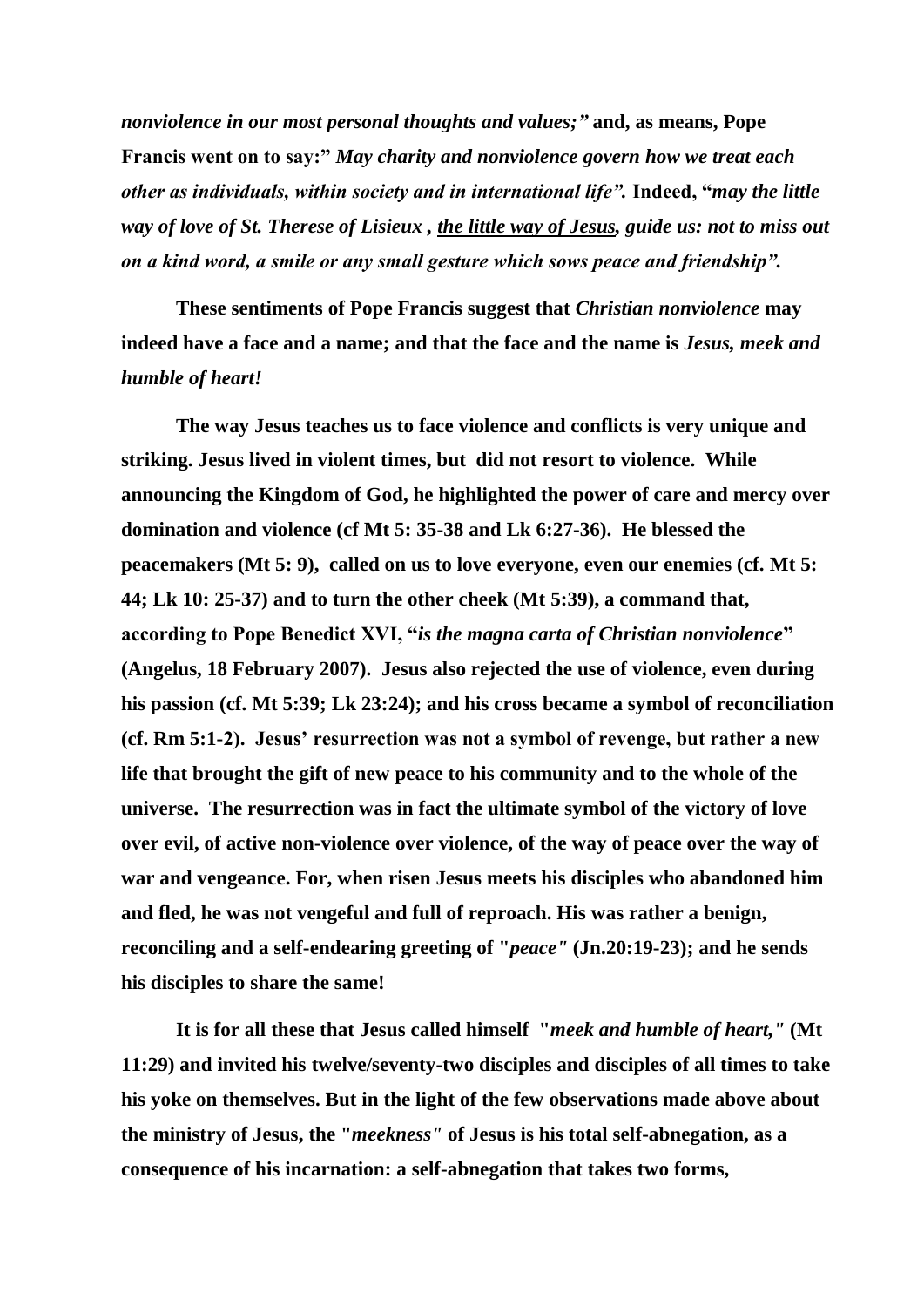***nonviolence in our most personal thoughts and values;"*** **and, as means, Pope Francis went on to say:"** ***May charity and nonviolence govern how we treat each other as individuals, within society and in international life".*** **Indeed, "*may the little way of love of St. Therese of Lisieux , <u>the little way of Jesus</u>, guide us: not to miss out on a kind word, a smile or any small gesture which sows peace and friendship".***

**These sentiments of Pope Francis suggest that *Christian nonviolence* may indeed have a face and a name; and that the face and the name is *Jesus, meek and humble of heart!***

**The way Jesus teaches us to face violence and conflicts is very unique and striking. Jesus lived in violent times, but did not resort to violence. While announcing the Kingdom of God, he highlighted the power of care and mercy over domination and violence (cf Mt 5: 35-38 and Lk 6:27-36). He blessed the peacemakers (Mt 5: 9), called on us to love everyone, even our enemies (cf. Mt 5: 44; Lk 10: 25-37) and to turn the other cheek (Mt 5:39), a command that, according to Pope Benedict XVI, "*is the magna carta of Christian nonviolence*" (Angelus, 18 February 2007). Jesus also rejected the use of violence, even during his passion (cf. Mt 5:39; Lk 23:24); and his cross became a symbol of reconciliation (cf. Rm 5:1-2). Jesus' resurrection was not a symbol of revenge, but rather a new life that brought the gift of new peace to his community and to the whole of the universe. The resurrection was in fact the ultimate symbol of the victory of love over evil, of active non-violence over violence, of the way of peace over the way of war and vengeance. For, when risen Jesus meets his disciples who abandoned him and fled, he was not vengeful and full of reproach. His was rather a benign, reconciling and a self-endearing greeting of "*peace"* (Jn.20:19-23); and he sends his disciples to share the same!**

**It is for all these that Jesus called himself "*meek and humble of heart,"* (Mt 11:29) and invited his twelve/seventy-two disciples and disciples of all times to take his yoke on themselves. But in the light of the few observations made above about the ministry of Jesus, the "*meekness"* of Jesus is his total self-abnegation, as a consequence of his incarnation: a self-abnegation that takes two forms,**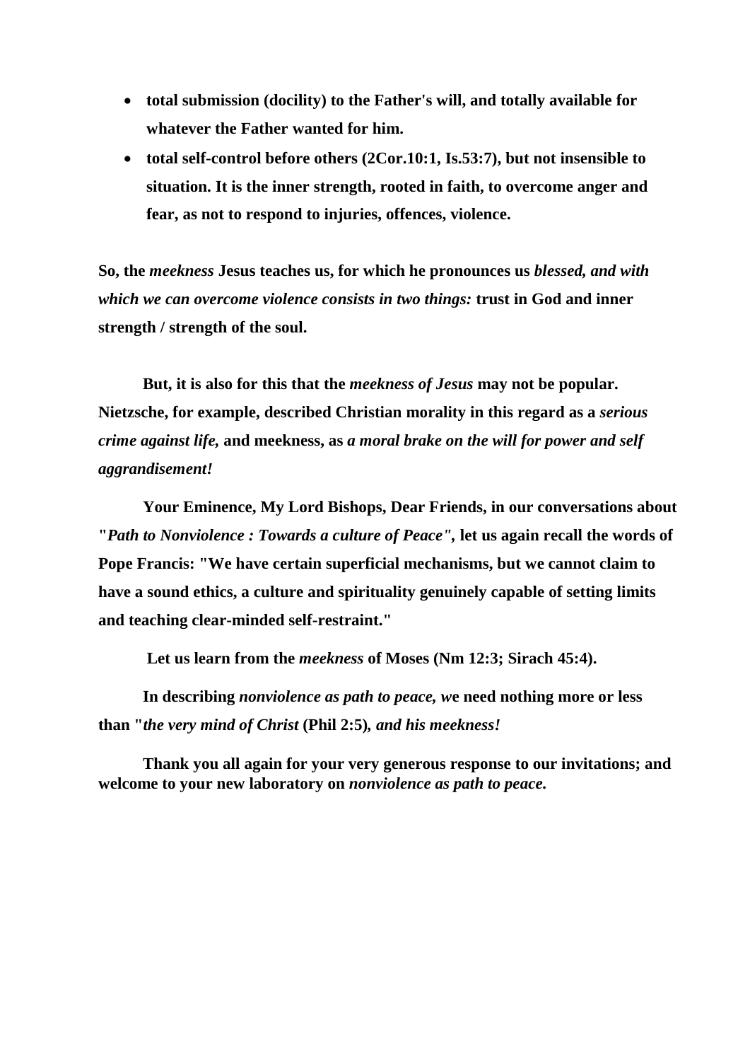- **total submission (docility) to the Father's will, and totally available for whatever the Father wanted for him.**
- **total self-control before others (2Cor.10:1, Is.53:7), but not insensible to situation. It is the inner strength, rooted in faith, to overcome anger and fear, as not to respond to injuries, offences, violence.**

**So, the *meekness* Jesus teaches us, for which he pronounces us *blessed, and with which we can overcome violence consists in two things:* trust in God and inner strength / strength of the soul.**

**But, it is also for this that the *meekness of Jesus* may not be popular. Nietzsche, for example, described Christian morality in this regard as a *serious crime against life,* and meekness, as *a moral brake on the will for power and self aggrandisement!***

**Your Eminence, My Lord Bishops, Dear Friends, in our conversations about "*Path to Nonviolence : Towards a culture of Peace"*, let us again recall the words of Pope Francis: "We have certain superficial mechanisms, but we cannot claim to have a sound ethics, a culture and spirituality genuinely capable of setting limits and teaching clear-minded self-restraint."**

**Let us learn from the *meekness* of Moses (Nm 12:3; Sirach 45:4).**

**In describing *nonviolence as path to peace, w*e need nothing more or less than "*the very mind of Christ* (Phil 2:5)*, and his meekness!***

**Thank you all again for your very generous response to our invitations; and welcome to your new laboratory on *nonviolence as path to peace.***